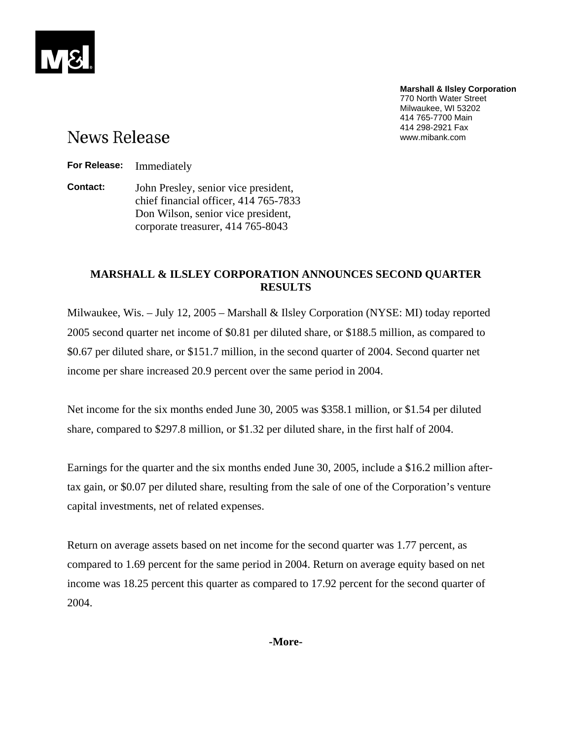**Marshall & Ilsley Corporation**
770 North Water Street
Milwaukee, WI 53202
414 765-7700 Main
414 298-2921 Fax
www.mibank.com

# News Release

**For Release:** Immediately

**Contact:** John Presley, senior vice president, chief financial officer, 414 765-7833
Don Wilson, senior vice president, corporate treasurer, 414 765-8043

## MARSHALL & ILSLEY CORPORATION ANNOUNCES SECOND QUARTER RESULTS

Milwaukee, Wis. – July 12, 2005 – Marshall & Ilsley Corporation (NYSE: MI) today reported 2005 second quarter net income of $0.81 per diluted share, or $188.5 million, as compared to $0.67 per diluted share, or $151.7 million, in the second quarter of 2004. Second quarter net income per share increased 20.9 percent over the same period in 2004.

Net income for the six months ended June 30, 2005 was $358.1 million, or $1.54 per diluted share, compared to $297.8 million, or $1.32 per diluted share, in the first half of 2004.

Earnings for the quarter and the six months ended June 30, 2005, include a $16.2 million after-tax gain, or $0.07 per diluted share, resulting from the sale of one of the Corporation's venture capital investments, net of related expenses.

Return on average assets based on net income for the second quarter was 1.77 percent, as compared to 1.69 percent for the same period in 2004. Return on average equity based on net income was 18.25 percent this quarter as compared to 17.92 percent for the second quarter of 2004.

**-More-**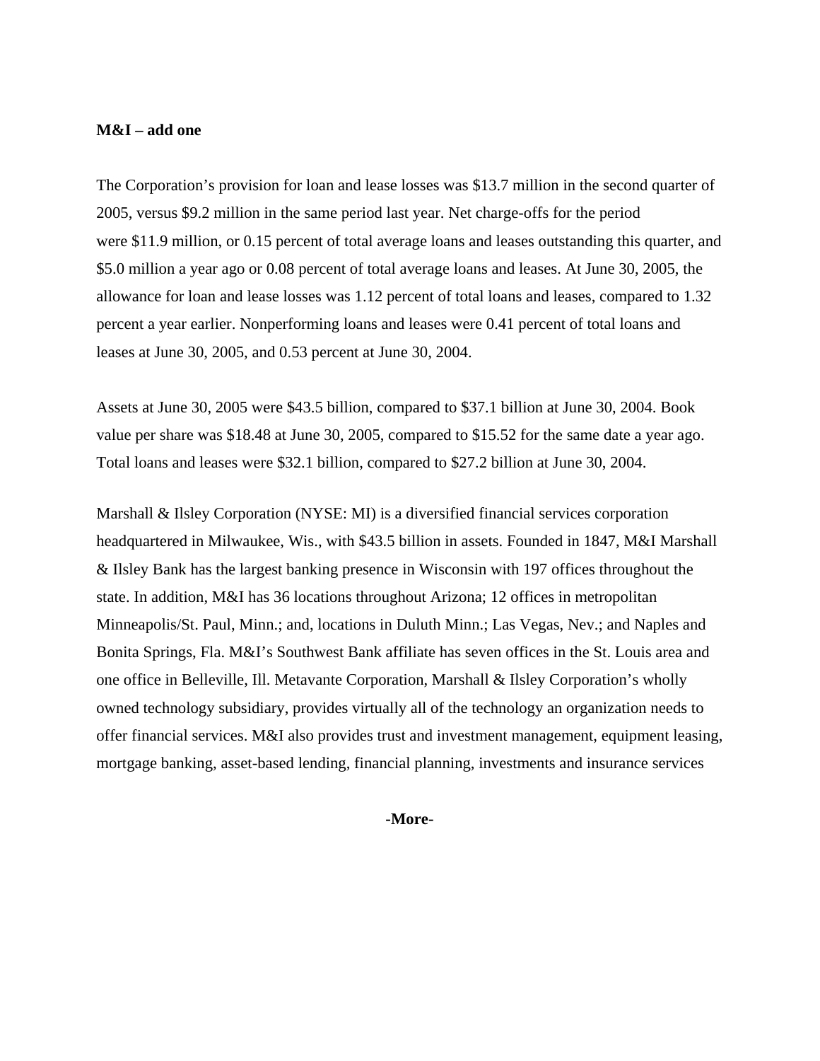**M&I – add one**

The Corporation's provision for loan and lease losses was $13.7 million in the second quarter of 2005, versus $9.2 million in the same period last year. Net charge-offs for the period were $11.9 million, or 0.15 percent of total average loans and leases outstanding this quarter, and $5.0 million a year ago or 0.08 percent of total average loans and leases. At June 30, 2005, the allowance for loan and lease losses was 1.12 percent of total loans and leases, compared to 1.32 percent a year earlier. Nonperforming loans and leases were 0.41 percent of total loans and leases at June 30, 2005, and 0.53 percent at June 30, 2004.

Assets at June 30, 2005 were $43.5 billion, compared to $37.1 billion at June 30, 2004. Book value per share was $18.48 at June 30, 2005, compared to $15.52 for the same date a year ago. Total loans and leases were $32.1 billion, compared to $27.2 billion at June 30, 2004.

Marshall & Ilsley Corporation (NYSE: MI) is a diversified financial services corporation headquartered in Milwaukee, Wis., with $43.5 billion in assets. Founded in 1847, M&I Marshall & Ilsley Bank has the largest banking presence in Wisconsin with 197 offices throughout the state. In addition, M&I has 36 locations throughout Arizona; 12 offices in metropolitan Minneapolis/St. Paul, Minn.; and, locations in Duluth Minn.; Las Vegas, Nev.; and Naples and Bonita Springs, Fla. M&I's Southwest Bank affiliate has seven offices in the St. Louis area and one office in Belleville, Ill. Metavante Corporation, Marshall & Ilsley Corporation's wholly owned technology subsidiary, provides virtually all of the technology an organization needs to offer financial services. M&I also provides trust and investment management, equipment leasing, mortgage banking, asset-based lending, financial planning, investments and insurance services

**-More-**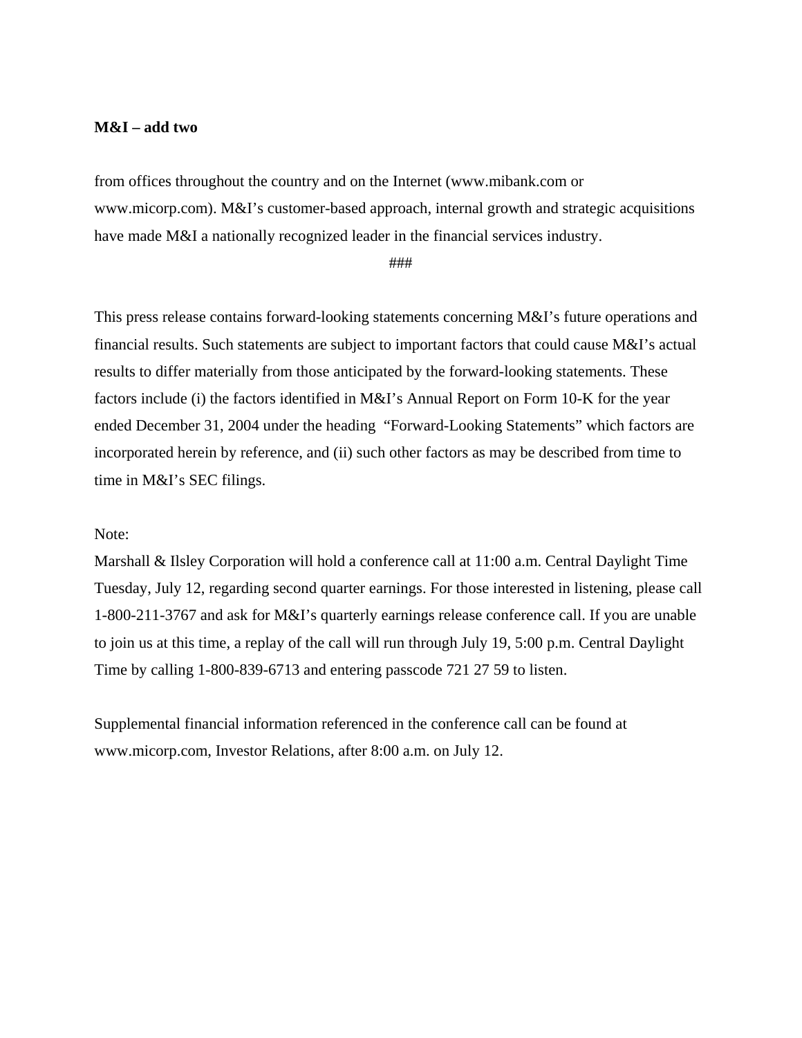**M&I – add two**

from offices throughout the country and on the Internet (www.mibank.com or www.micorp.com). M&I's customer-based approach, internal growth and strategic acquisitions have made M&I a nationally recognized leader in the financial services industry.

###

This press release contains forward-looking statements concerning M&I's future operations and financial results. Such statements are subject to important factors that could cause M&I's actual results to differ materially from those anticipated by the forward-looking statements. These factors include (i) the factors identified in M&I's Annual Report on Form 10-K for the year ended December 31, 2004 under the heading "Forward-Looking Statements" which factors are incorporated herein by reference, and (ii) such other factors as may be described from time to time in M&I's SEC filings.

Note:
Marshall & Ilsley Corporation will hold a conference call at 11:00 a.m. Central Daylight Time Tuesday, July 12, regarding second quarter earnings. For those interested in listening, please call 1-800-211-3767 and ask for M&I's quarterly earnings release conference call. If you are unable to join us at this time, a replay of the call will run through July 19, 5:00 p.m. Central Daylight Time by calling 1-800-839-6713 and entering passcode 721 27 59 to listen.

Supplemental financial information referenced in the conference call can be found at www.micorp.com, Investor Relations, after 8:00 a.m. on July 12.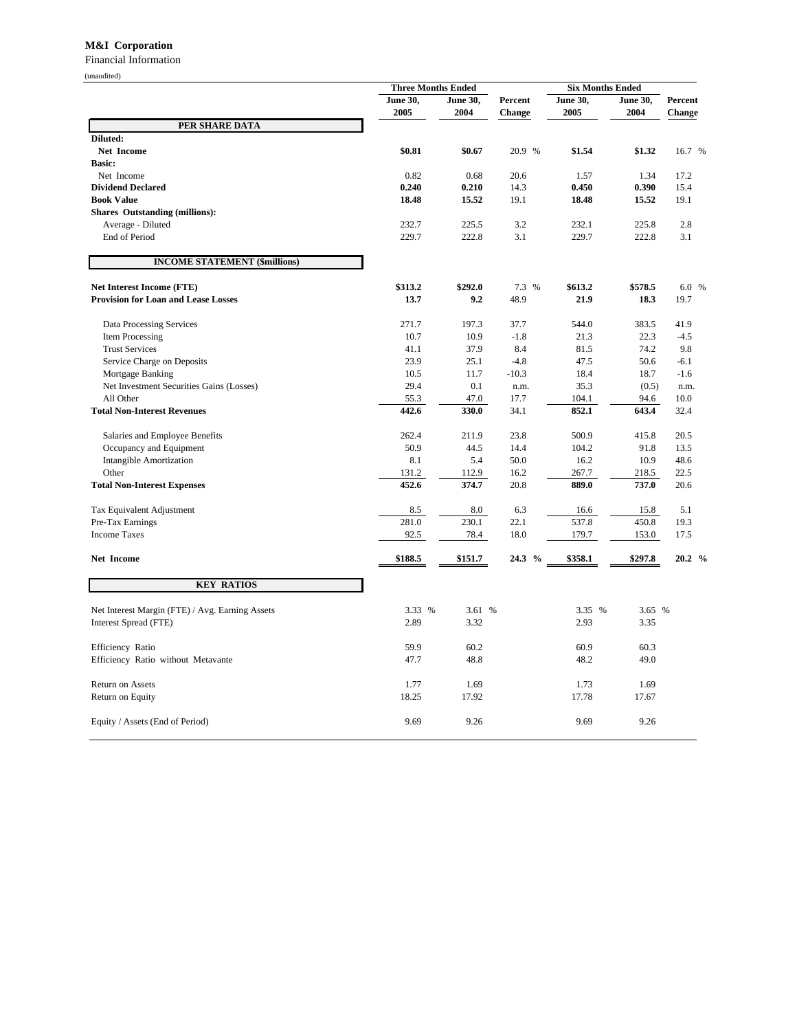**M&I Corporation**

Financial Information

(unaudited)

| | Three Months Ended | | | Six Months Ended | | |
|---|---|---|---|---|---|---|
| | June 30, 2005 | June 30, 2004 | Percent Change | June 30, 2005 | June 30, 2004 | Percent Change |
| **PER SHARE DATA** | | | | | | |
| **Diluted:** | | | | | | |
| **Net Income** | **$0.81** | **$0.67** | 20.9 % | **$1.54** | **$1.32** | 16.7 % |
| **Basic:** | | | | | | |
| Net Income | 0.82 | 0.68 | 20.6 | 1.57 | 1.34 | 17.2 |
| **Dividend Declared** | **0.240** | **0.210** | 14.3 | **0.450** | **0.390** | 15.4 |
| **Book Value** | **18.48** | **15.52** | 19.1 | **18.48** | **15.52** | 19.1 |
| **Shares Outstanding (millions):** | | | | | | |
| Average - Diluted | 232.7 | 225.5 | 3.2 | 232.1 | 225.8 | 2.8 |
| End of Period | 229.7 | 222.8 | 3.1 | 229.7 | 222.8 | 3.1 |
| **INCOME STATEMENT ($millions)** | | | | | | |
| **Net Interest Income (FTE)** | **$313.2** | **$292.0** | 7.3 % | **$613.2** | **$578.5** | 6.0 % |
| **Provision for Loan and Lease Losses** | **13.7** | **9.2** | 48.9 | **21.9** | **18.3** | 19.7 |
| Data Processing Services | 271.7 | 197.3 | 37.7 | 544.0 | 383.5 | 41.9 |
| Item Processing | 10.7 | 10.9 | -1.8 | 21.3 | 22.3 | -4.5 |
| Trust Services | 41.1 | 37.9 | 8.4 | 81.5 | 74.2 | 9.8 |
| Service Charge on Deposits | 23.9 | 25.1 | -4.8 | 47.5 | 50.6 | -6.1 |
| Mortgage Banking | 10.5 | 11.7 | -10.3 | 18.4 | 18.7 | -1.6 |
| Net Investment Securities Gains (Losses) | 29.4 | 0.1 | n.m. | 35.3 | (0.5) | n.m. |
| All Other | 55.3 | 47.0 | 17.7 | 104.1 | 94.6 | 10.0 |
| **Total Non-Interest Revenues** | **442.6** | **330.0** | 34.1 | **852.1** | **643.4** | 32.4 |
| Salaries and Employee Benefits | 262.4 | 211.9 | 23.8 | 500.9 | 415.8 | 20.5 |
| Occupancy and Equipment | 50.9 | 44.5 | 14.4 | 104.2 | 91.8 | 13.5 |
| Intangible Amortization | 8.1 | 5.4 | 50.0 | 16.2 | 10.9 | 48.6 |
| Other | 131.2 | 112.9 | 16.2 | 267.7 | 218.5 | 22.5 |
| **Total Non-Interest Expenses** | **452.6** | **374.7** | 20.8 | **889.0** | **737.0** | 20.6 |
| Tax Equivalent Adjustment | 8.5 | 8.0 | 6.3 | 16.6 | 15.8 | 5.1 |
| Pre-Tax Earnings | 281.0 | 230.1 | 22.1 | 537.8 | 450.8 | 19.3 |
| Income Taxes | 92.5 | 78.4 | 18.0 | 179.7 | 153.0 | 17.5 |
| **Net Income** | **$188.5** | **$151.7** | **24.3 %** | **$358.1** | **$297.8** | **20.2 %** |
| **KEY RATIOS** | | | | | | |
| Net Interest Margin (FTE) / Avg. Earning Assets | 3.33 % | 3.61 % | | 3.35 % | 3.65 % | |
| Interest Spread (FTE) | 2.89 | 3.32 | | 2.93 | 3.35 | |
| Efficiency Ratio | 59.9 | 60.2 | | 60.9 | 60.3 | |
| Efficiency Ratio without Metavante | 47.7 | 48.8 | | 48.2 | 49.0 | |
| Return on Assets | 1.77 | 1.69 | | 1.73 | 1.69 | |
| Return on Equity | 18.25 | 17.92 | | 17.78 | 17.67 | |
| Equity / Assets (End of Period) | 9.69 | 9.26 | | 9.69 | 9.26 | |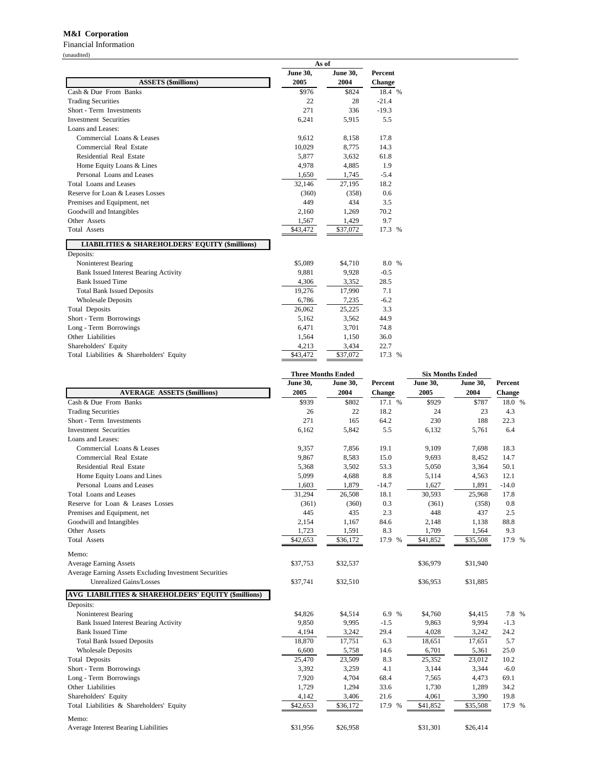**M&I Corporation**

Financial Information

(unaudited)

| ASSETS ($millions) | As of June 30, 2005 | As of June 30, 2004 | Percent Change |
|---|---|---|---|
| Cash & Due From Banks | $976 | $824 | 18.4 % |
| Trading Securities | 22 | 28 | -21.4 |
| Short - Term Investments | 271 | 336 | -19.3 |
| Investment Securities | 6,241 | 5,915 | 5.5 |
| Loans and Leases: | | | |
| Commercial Loans & Leases | 9,612 | 8,158 | 17.8 |
| Commercial Real Estate | 10,029 | 8,775 | 14.3 |
| Residential Real Estate | 5,877 | 3,632 | 61.8 |
| Home Equity Loans & Lines | 4,978 | 4,885 | 1.9 |
| Personal Loans and Leases | 1,650 | 1,745 | -5.4 |
| Total Loans and Leases | 32,146 | 27,195 | 18.2 |
| Reserve for Loan & Leases Losses | (360) | (358) | 0.6 |
| Premises and Equipment, net | 449 | 434 | 3.5 |
| Goodwill and Intangibles | 2,160 | 1,269 | 70.2 |
| Other Assets | 1,567 | 1,429 | 9.7 |
| Total Assets | $43,472 | $37,072 | 17.3 % |
| **LIABILITIES & SHAREHOLDERS' EQUITY ($millions)** | | | |
| Deposits: | | | |
| Noninterest Bearing | $5,089 | $4,710 | 8.0 % |
| Bank Issued Interest Bearing Activity | 9,881 | 9,928 | -0.5 |
| Bank Issued Time | 4,306 | 3,352 | 28.5 |
| Total Bank Issued Deposits | 19,276 | 17,990 | 7.1 |
| Wholesale Deposits | 6,786 | 7,235 | -6.2 |
| Total Deposits | 26,062 | 25,225 | 3.3 |
| Short - Term Borrowings | 5,162 | 3,562 | 44.9 |
| Long - Term Borrowings | 6,471 | 3,701 | 74.8 |
| Other Liabilities | 1,564 | 1,150 | 36.0 |
| Shareholders' Equity | 4,213 | 3,434 | 22.7 |
| Total Liabilities & Shareholders' Equity | $43,472 | $37,072 | 17.3 % |

| AVERAGE ASSETS ($millions) | Three Months Ended June 30, 2005 | Three Months Ended June 30, 2004 | Percent Change | Six Months Ended June 30, 2005 | Six Months Ended June 30, 2004 | Percent Change |
|---|---|---|---|---|---|---|
| Cash & Due From Banks | $939 | $802 | 17.1 % | $929 | $787 | 18.0 % |
| Trading Securities | 26 | 22 | 18.2 | 24 | 23 | 4.3 |
| Short - Term Investments | 271 | 165 | 64.2 | 230 | 188 | 22.3 |
| Investment Securities | 6,162 | 5,842 | 5.5 | 6,132 | 5,761 | 6.4 |
| Loans and Leases: | | | | | | |
| Commercial Loans & Leases | 9,357 | 7,856 | 19.1 | 9,109 | 7,698 | 18.3 |
| Commercial Real Estate | 9,867 | 8,583 | 15.0 | 9,693 | 8,452 | 14.7 |
| Residential Real Estate | 5,368 | 3,502 | 53.3 | 5,050 | 3,364 | 50.1 |
| Home Equity Loans and Lines | 5,099 | 4,688 | 8.8 | 5,114 | 4,563 | 12.1 |
| Personal Loans and Leases | 1,603 | 1,879 | -14.7 | 1,627 | 1,891 | -14.0 |
| Total Loans and Leases | 31,294 | 26,508 | 18.1 | 30,593 | 25,968 | 17.8 |
| Reserve for Loan & Leases Losses | (361) | (360) | 0.3 | (361) | (358) | 0.8 |
| Premises and Equipment, net | 445 | 435 | 2.3 | 448 | 437 | 2.5 |
| Goodwill and Intangibles | 2,154 | 1,167 | 84.6 | 2,148 | 1,138 | 88.8 |
| Other Assets | 1,723 | 1,591 | 8.3 | 1,709 | 1,564 | 9.3 |
| Total Assets | $42,653 | $36,172 | 17.9 % | $41,852 | $35,508 | 17.9 % |
| Memo: | | | | | | |
| Average Earning Assets | $37,753 | $32,537 | | $36,979 | $31,940 | |
| Average Earning Assets Excluding Investment Securities Unrealized Gains/Losses | $37,741 | $32,510 | | $36,953 | $31,885 | |
| **AVG LIABILITIES & SHAREHOLDERS' EQUITY ($millions)** | | | | | | |
| Deposits: | | | | | | |
| Noninterest Bearing | $4,826 | $4,514 | 6.9 % | $4,760 | $4,415 | 7.8 % |
| Bank Issued Interest Bearing Activity | 9,850 | 9,995 | -1.5 | 9,863 | 9,994 | -1.3 |
| Bank Issued Time | 4,194 | 3,242 | 29.4 | 4,028 | 3,242 | 24.2 |
| Total Bank Issued Deposits | 18,870 | 17,751 | 6.3 | 18,651 | 17,651 | 5.7 |
| Wholesale Deposits | 6,600 | 5,758 | 14.6 | 6,701 | 5,361 | 25.0 |
| Total Deposits | 25,470 | 23,509 | 8.3 | 25,352 | 23,012 | 10.2 |
| Short - Term Borrowings | 3,392 | 3,259 | 4.1 | 3,144 | 3,344 | -6.0 |
| Long - Term Borrowings | 7,920 | 4,704 | 68.4 | 7,565 | 4,473 | 69.1 |
| Other Liabilities | 1,729 | 1,294 | 33.6 | 1,730 | 1,289 | 34.2 |
| Shareholders' Equity | 4,142 | 3,406 | 21.6 | 4,061 | 3,390 | 19.8 |
| Total Liabilities & Shareholders' Equity | $42,653 | $36,172 | 17.9 % | $41,852 | $35,508 | 17.9 % |
| Memo: | | | | | | |
| Average Interest Bearing Liabilities | $31,956 | $26,958 | | $31,301 | $26,414 | |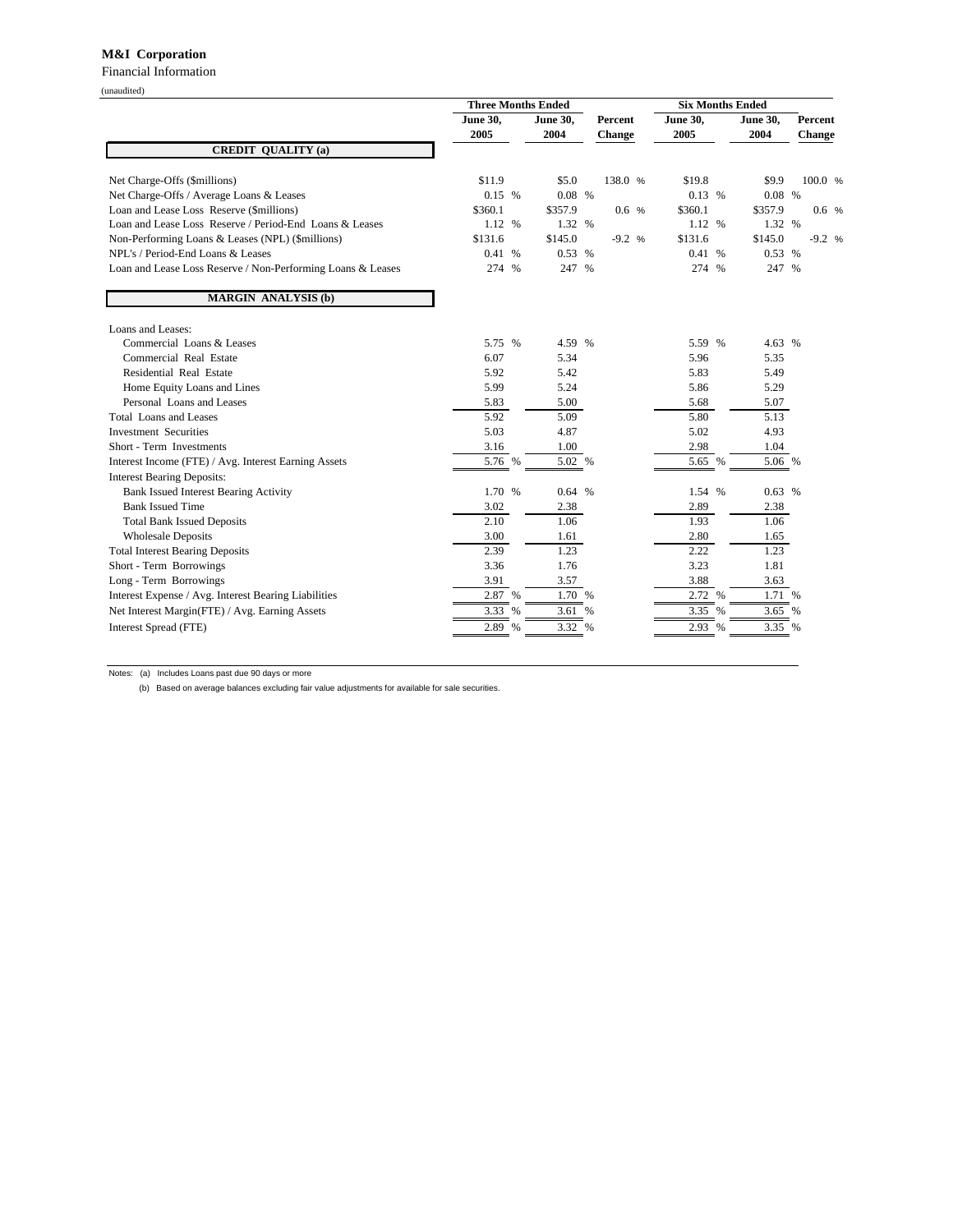**M&I Corporation**

Financial Information

(unaudited)

| | Three Months Ended | | | Six Months Ended | | |
|---|---|---|---|---|---|---|
| | June 30, 2005 | June 30, 2004 | Percent Change | June 30, 2005 | June 30, 2004 | Percent Change |
| **CREDIT QUALITY (a)** | | | | | | |
| Net Charge-Offs ($millions) | $11.9 | $5.0 | 138.0 % | $19.8 | $9.9 | 100.0 % |
| Net Charge-Offs / Average Loans & Leases | 0.15 % | 0.08 % | | 0.13 % | 0.08 % | |
| Loan and Lease Loss Reserve ($millions) | $360.1 | $357.9 | 0.6 % | $360.1 | $357.9 | 0.6 % |
| Loan and Lease Loss Reserve / Period-End Loans & Leases | 1.12 % | 1.32 % | | 1.12 % | 1.32 % | |
| Non-Performing Loans & Leases (NPL) ($millions) | $131.6 | $145.0 | -9.2 % | $131.6 | $145.0 | -9.2 % |
| NPL's / Period-End Loans & Leases | 0.41 % | 0.53 % | | 0.41 % | 0.53 % | |
| Loan and Lease Loss Reserve / Non-Performing Loans & Leases | 274 % | 247 % | | 274 % | 247 % | |
| **MARGIN ANALYSIS (b)** | | | | | | |
| Loans and Leases: | | | | | | |
| Commercial Loans & Leases | 5.75 % | 4.59 % | | 5.59 % | 4.63 % | |
| Commercial Real Estate | 6.07 | 5.34 | | 5.96 | 5.35 | |
| Residential Real Estate | 5.92 | 5.42 | | 5.83 | 5.49 | |
| Home Equity Loans and Lines | 5.99 | 5.24 | | 5.86 | 5.29 | |
| Personal Loans and Leases | 5.83 | 5.00 | | 5.68 | 5.07 | |
| Total Loans and Leases | 5.92 | 5.09 | | 5.80 | 5.13 | |
| Investment Securities | 5.03 | 4.87 | | 5.02 | 4.93 | |
| Short - Term Investments | 3.16 | 1.00 | | 2.98 | 1.04 | |
| Interest Income (FTE) / Avg. Interest Earning Assets | 5.76 % | 5.02 % | | 5.65 % | 5.06 % | |
| Interest Bearing Deposits: | | | | | | |
| Bank Issued Interest Bearing Activity | 1.70 % | 0.64 % | | 1.54 % | 0.63 % | |
| Bank Issued Time | 3.02 | 2.38 | | 2.89 | 2.38 | |
| Total Bank Issued Deposits | 2.10 | 1.06 | | 1.93 | 1.06 | |
| Wholesale Deposits | 3.00 | 1.61 | | 2.80 | 1.65 | |
| Total Interest Bearing Deposits | 2.39 | 1.23 | | 2.22 | 1.23 | |
| Short - Term Borrowings | 3.36 | 1.76 | | 3.23 | 1.81 | |
| Long - Term Borrowings | 3.91 | 3.57 | | 3.88 | 3.63 | |
| Interest Expense / Avg. Interest Bearing Liabilities | 2.87 % | 1.70 % | | 2.72 % | 1.71 % | |
| Net Interest Margin(FTE) / Avg. Earning Assets | 3.33 % | 3.61 % | | 3.35 % | 3.65 % | |
| Interest Spread (FTE) | 2.89 % | 3.32 % | | 2.93 % | 3.35 % | |

Notes: (a) Includes Loans past due 90 days or more

(b) Based on average balances excluding fair value adjustments for available for sale securities.